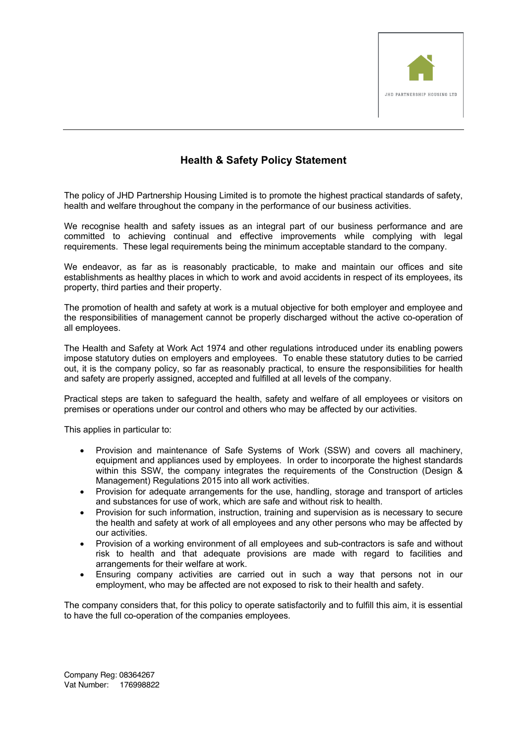JHD PARTNERSHIP HOUSING LTD

## Health & Safety Policy Statement

The policy of JHD Partnership Housing Limited is to promote the highest practical standards of safety, health and welfare throughout the company in the performance of our business activities.

We recognise health and safety issues as an integral part of our business performance and are committed to achieving continual and effective improvements while complying with legal requirements. These legal requirements being the minimum acceptable standard to the company.

We endeavor, as far as is reasonably practicable, to make and maintain our offices and site establishments as healthy places in which to work and avoid accidents in respect of its employees, its property, third parties and their property.

The promotion of health and safety at work is a mutual objective for both employer and employee and the responsibilities of management cannot be properly discharged without the active co-operation of all employees.

The Health and Safety at Work Act 1974 and other regulations introduced under its enabling powers impose statutory duties on employers and employees. To enable these statutory duties to be carried out, it is the company policy, so far as reasonably practical, to ensure the responsibilities for health and safety are properly assigned, accepted and fulfilled at all levels of the company.

Practical steps are taken to safeguard the health, safety and welfare of all employees or visitors on premises or operations under our control and others who may be affected by our activities.

This applies in particular to:

- Provision and maintenance of Safe Systems of Work (SSW) and covers all machinery, equipment and appliances used by employees. In order to incorporate the highest standards within this SSW, the company integrates the requirements of the Construction (Design & Management) Regulations 2015 into all work activities.
- Provision for adequate arrangements for the use, handling, storage and transport of articles and substances for use of work, which are safe and without risk to health.
- Provision for such information, instruction, training and supervision as is necessary to secure the health and safety at work of all employees and any other persons who may be affected by our activities.
- Provision of a working environment of all employees and sub-contractors is safe and without risk to health and that adequate provisions are made with regard to facilities and arrangements for their welfare at work.
- Ensuring company activities are carried out in such a way that persons not in our employment, who may be affected are not exposed to risk to their health and safety.

The company considers that, for this policy to operate satisfactorily and to fulfill this aim, it is essential to have the full co-operation of the companies employees.

Company Reg: 08364267
Vat Number: 176998822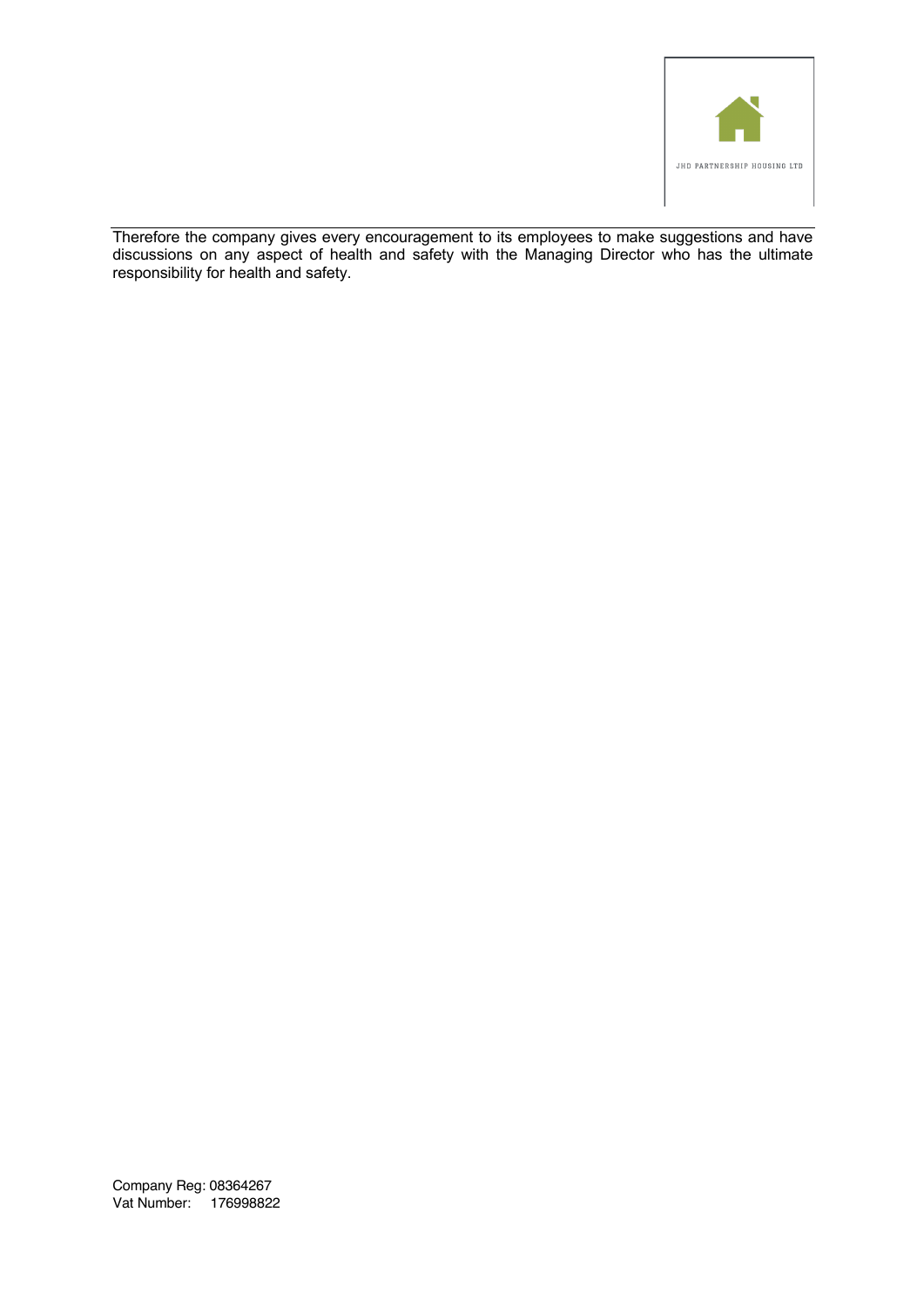Therefore the company gives every encouragement to its employees to make suggestions and have discussions on any aspect of health and safety with the Managing Director who has the ultimate responsibility for health and safety.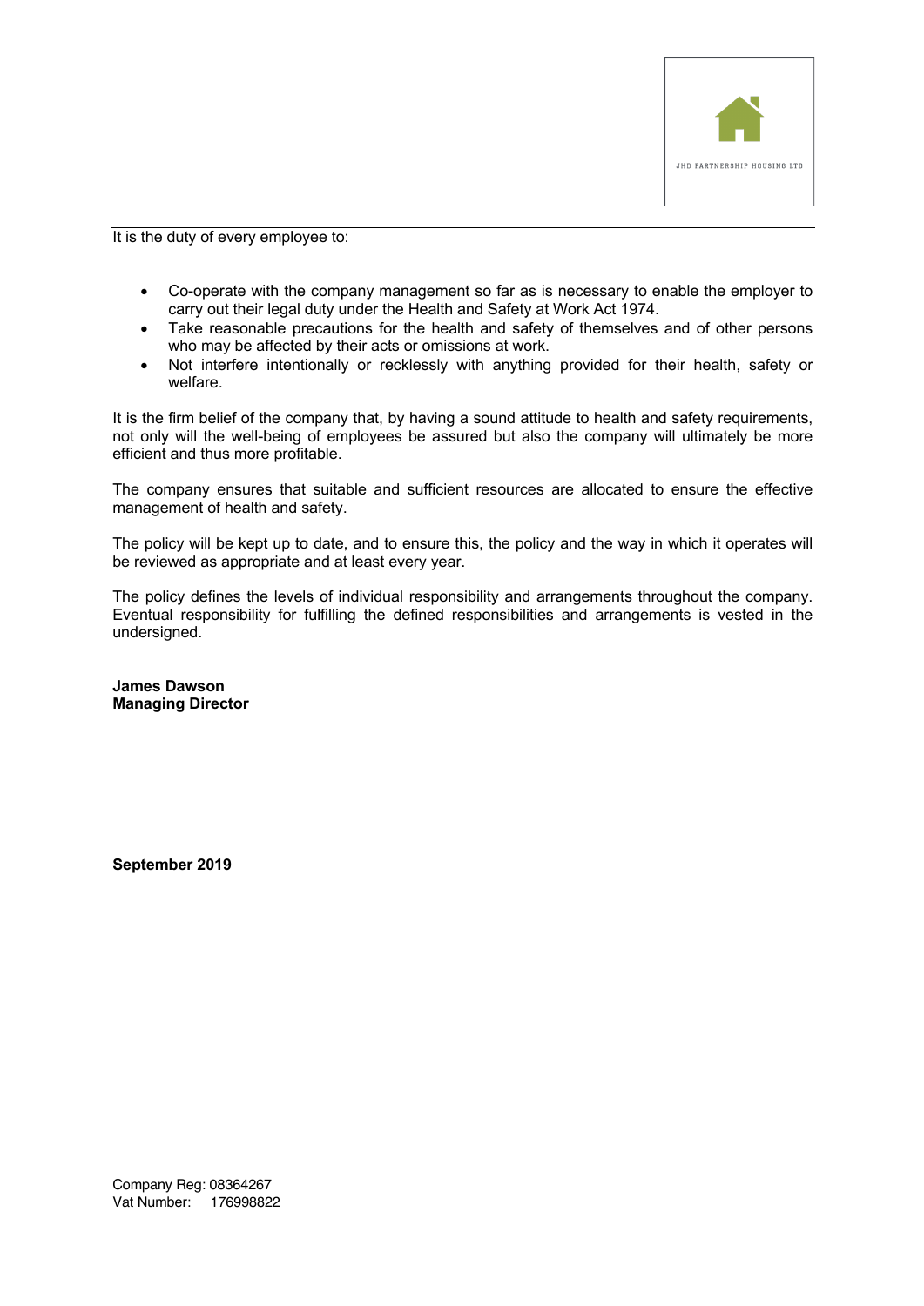It is the duty of every employee to:

- Co-operate with the company management so far as is necessary to enable the employer to carry out their legal duty under the Health and Safety at Work Act 1974.
- Take reasonable precautions for the health and safety of themselves and of other persons who may be affected by their acts or omissions at work.
- Not interfere intentionally or recklessly with anything provided for their health, safety or welfare.

It is the firm belief of the company that, by having a sound attitude to health and safety requirements, not only will the well-being of employees be assured but also the company will ultimately be more efficient and thus more profitable.

The company ensures that suitable and sufficient resources are allocated to ensure the effective management of health and safety.

The policy will be kept up to date, and to ensure this, the policy and the way in which it operates will be reviewed as appropriate and at least every year.

The policy defines the levels of individual responsibility and arrangements throughout the company. Eventual responsibility for fulfilling the defined responsibilities and arrangements is vested in the undersigned.

**James Dawson**
**Managing Director**

**September 2019**

Company Reg: 08364267
Vat Number: 176998822